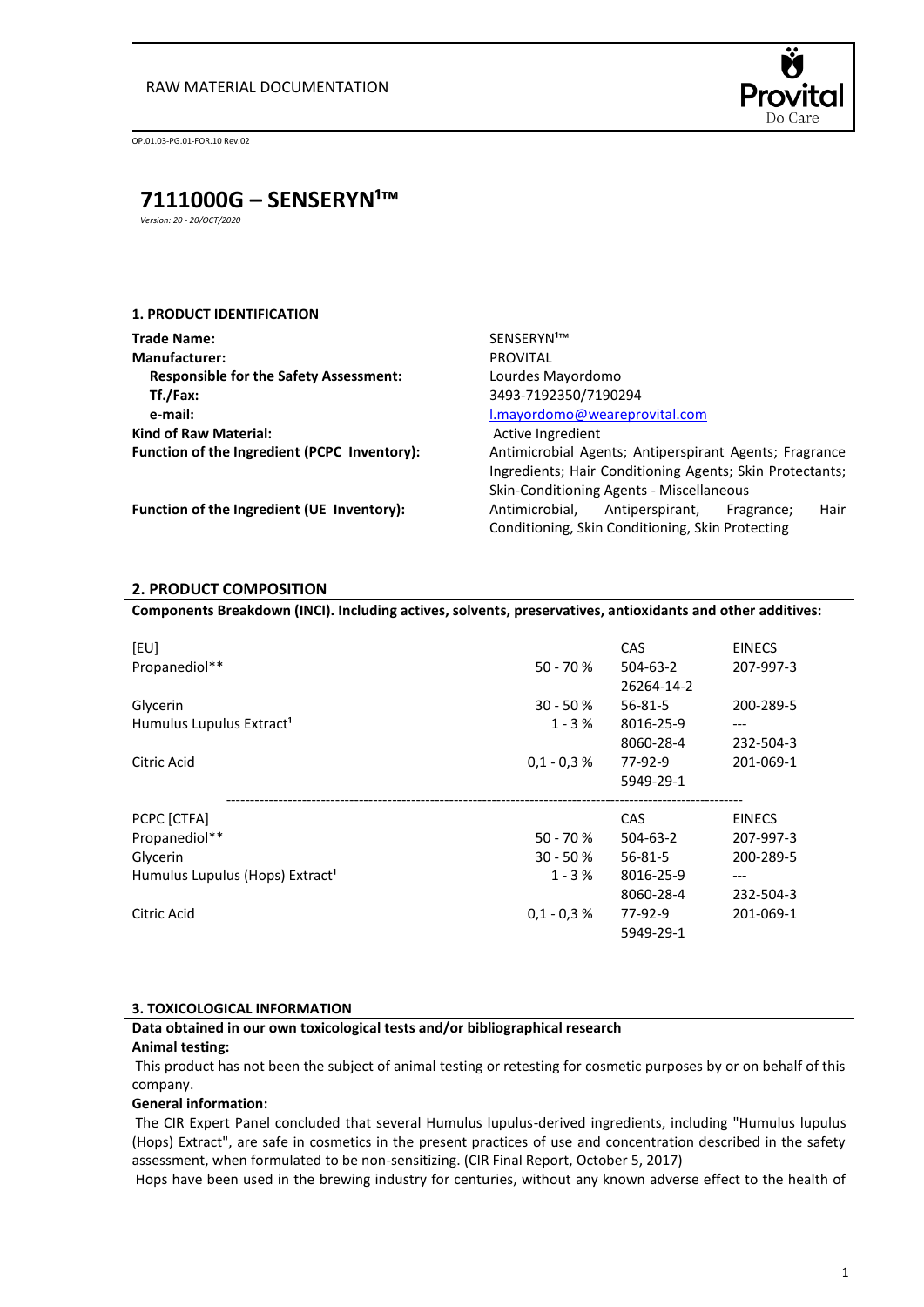RAW MATERIAL DOCUMENTATION

OP.01.03-PG.01-FOR.10 Rev.02

# 7111000G – SENSERYN[1]™

*Version: 20 - 20/OCT/2020*

## 1. PRODUCT IDENTIFICATION

| | |
|---|---|
| **Trade Name:** | SENSERYN[1]™ |
| **Manufacturer:** | PROVITAL |
| **Responsible for the Safety Assessment:** | Lourdes Mayordomo |
| **Tf./Fax:** | 3493-7192350/7190294 |
| **e-mail:** | l.mayordomo@weareprovital.com |
| **Kind of Raw Material:** | Active Ingredient |
| **Function of the Ingredient (PCPC Inventory):** | Antimicrobial Agents; Antiperspirant Agents; Fragrance Ingredients; Hair Conditioning Agents; Skin Protectants; Skin-Conditioning Agents - Miscellaneous |
| **Function of the Ingredient (UE Inventory):** | Antimicrobial, Antiperspirant, Fragrance; Hair Conditioning, Skin Conditioning, Skin Protecting |

## 2. PRODUCT COMPOSITION

**Components Breakdown (INCI). Including actives, solvents, preservatives, antioxidants and other additives:**

| [EU] | | CAS | EINECS |
|---|---|---|---|
| Propanediol** | 50 - 70 % | 504-63-2<br>26264-14-2 | 207-997-3 |
| Glycerin | 30 - 50 % | 56-81-5 | 200-289-5 |
| Humulus Lupulus Extract[1] | 1 - 3 % | 8016-25-9<br>8060-28-4 | ---<br>232-504-3 |
| Citric Acid | 0,1 - 0,3 % | 77-92-9<br>5949-29-1 | 201-069-1 |

| PCPC [CTFA] | | CAS | EINECS |
|---|---|---|---|
| Propanediol** | 50 - 70 % | 504-63-2 | 207-997-3 |
| Glycerin | 30 - 50 % | 56-81-5 | 200-289-5 |
| Humulus Lupulus (Hops) Extract[1] | 1 - 3 % | 8016-25-9<br>8060-28-4 | ---<br>232-504-3 |
| Citric Acid | 0,1 - 0,3 % | 77-92-9<br>5949-29-1 | 201-069-1 |

## 3. TOXICOLOGICAL INFORMATION

**Data obtained in our own toxicological tests and/or bibliographical research**

**Animal testing:**

This product has not been the subject of animal testing or retesting for cosmetic purposes by or on behalf of this company.

**General information:**

The CIR Expert Panel concluded that several Humulus lupulus-derived ingredients, including "Humulus lupulus (Hops) Extract", are safe in cosmetics in the present practices of use and concentration described in the safety assessment, when formulated to be non-sensitizing. (CIR Final Report, October 5, 2017)

Hops have been used in the brewing industry for centuries, without any known adverse effect to the health of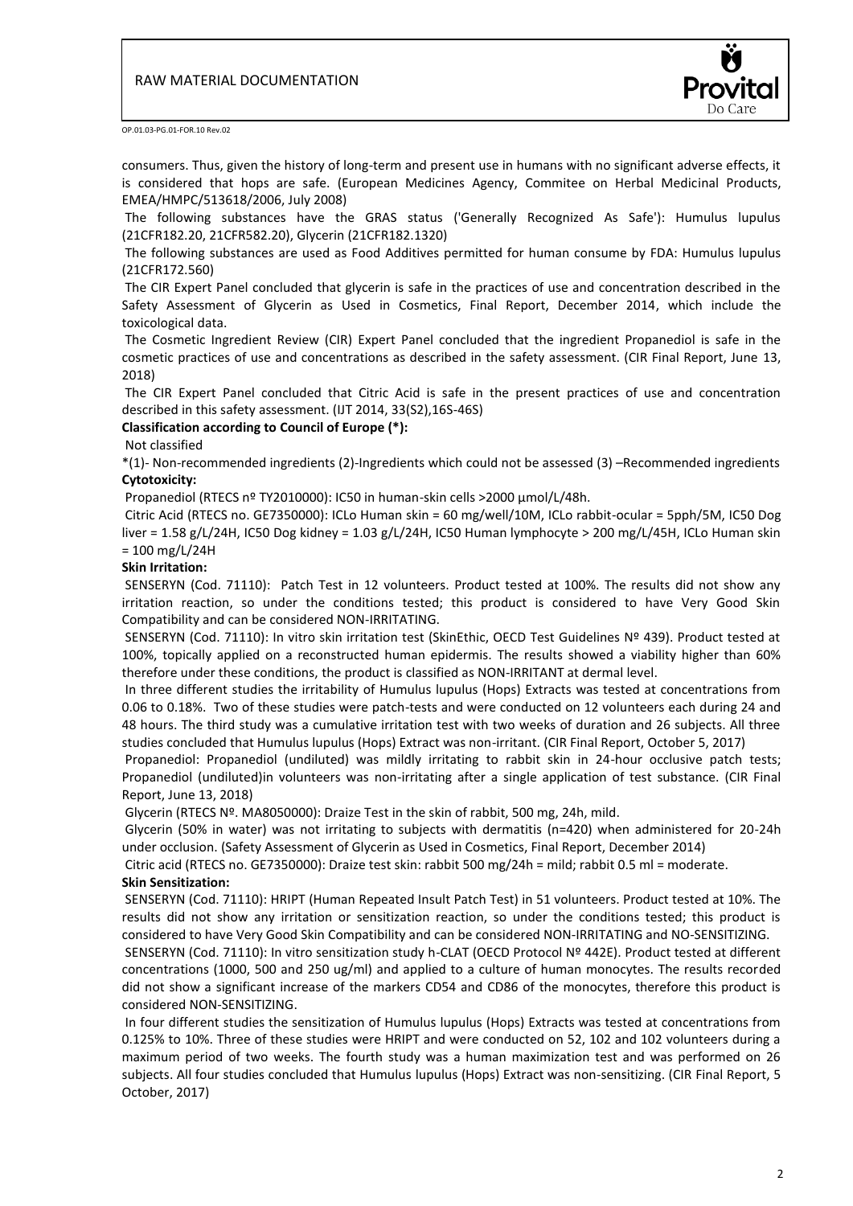consumers. Thus, given the history of long-term and present use in humans with no significant adverse effects, it is considered that hops are safe. (European Medicines Agency, Commitee on Herbal Medicinal Products, EMEA/HMPC/513618/2006, July 2008)

The following substances have the GRAS status ('Generally Recognized As Safe'): Humulus lupulus (21CFR182.20, 21CFR582.20), Glycerin (21CFR182.1320)

The following substances are used as Food Additives permitted for human consume by FDA: Humulus lupulus (21CFR172.560)

The CIR Expert Panel concluded that glycerin is safe in the practices of use and concentration described in the Safety Assessment of Glycerin as Used in Cosmetics, Final Report, December 2014, which include the toxicological data.

The Cosmetic Ingredient Review (CIR) Expert Panel concluded that the ingredient Propanediol is safe in the cosmetic practices of use and concentrations as described in the safety assessment. (CIR Final Report, June 13, 2018)

The CIR Expert Panel concluded that Citric Acid is safe in the present practices of use and concentration described in this safety assessment. (IJT 2014, 33(S2),16S-46S)

**Classification according to Council of Europe (*):**

Not classified

*(1)- Non-recommended ingredients (2)-Ingredients which could not be assessed (3) –Recommended ingredients

**Cytotoxicity:**

Propanediol (RTECS nº TY2010000): IC50 in human-skin cells >2000 µmol/L/48h.

Citric Acid (RTECS no. GE7350000): ICLo Human skin = 60 mg/well/10M, ICLo rabbit-ocular = 5pph/5M, IC50 Dog liver = 1.58 g/L/24H, IC50 Dog kidney = 1.03 g/L/24H, IC50 Human lymphocyte > 200 mg/L/45H, ICLo Human skin = 100 mg/L/24H

**Skin Irritation:**

SENSERYN (Cod. 71110): Patch Test in 12 volunteers. Product tested at 100%. The results did not show any irritation reaction, so under the conditions tested; this product is considered to have Very Good Skin Compatibility and can be considered NON-IRRITATING.

SENSERYN (Cod. 71110): In vitro skin irritation test (SkinEthic, OECD Test Guidelines Nº 439). Product tested at 100%, topically applied on a reconstructed human epidermis. The results showed a viability higher than 60% therefore under these conditions, the product is classified as NON-IRRITANT at dermal level.

In three different studies the irritability of Humulus lupulus (Hops) Extracts was tested at concentrations from 0.06 to 0.18%. Two of these studies were patch-tests and were conducted on 12 volunteers each during 24 and 48 hours. The third study was a cumulative irritation test with two weeks of duration and 26 subjects. All three studies concluded that Humulus lupulus (Hops) Extract was non-irritant. (CIR Final Report, October 5, 2017)

Propanediol: Propanediol (undiluted) was mildly irritating to rabbit skin in 24-hour occlusive patch tests; Propanediol (undiluted)in volunteers was non-irritating after a single application of test substance. (CIR Final Report, June 13, 2018)

Glycerin (RTECS Nº. MA8050000): Draize Test in the skin of rabbit, 500 mg, 24h, mild.

Glycerin (50% in water) was not irritating to subjects with dermatitis (n=420) when administered for 20-24h under occlusion. (Safety Assessment of Glycerin as Used in Cosmetics, Final Report, December 2014)

Citric acid (RTECS no. GE7350000): Draize test skin: rabbit 500 mg/24h = mild; rabbit 0.5 ml = moderate.

**Skin Sensitization:**

SENSERYN (Cod. 71110): HRIPT (Human Repeated Insult Patch Test) in 51 volunteers. Product tested at 10%. The results did not show any irritation or sensitization reaction, so under the conditions tested; this product is considered to have Very Good Skin Compatibility and can be considered NON-IRRITATING and NO-SENSITIZING.

SENSERYN (Cod. 71110): In vitro sensitization study h-CLAT (OECD Protocol Nº 442E). Product tested at different concentrations (1000, 500 and 250 ug/ml) and applied to a culture of human monocytes. The results recorded did not show a significant increase of the markers CD54 and CD86 of the monocytes, therefore this product is considered NON-SENSITIZING.

In four different studies the sensitization of Humulus lupulus (Hops) Extracts was tested at concentrations from 0.125% to 10%. Three of these studies were HRIPT and were conducted on 52, 102 and 102 volunteers during a maximum period of two weeks. The fourth study was a human maximization test and was performed on 26 subjects. All four studies concluded that Humulus lupulus (Hops) Extract was non-sensitizing. (CIR Final Report, 5 October, 2017)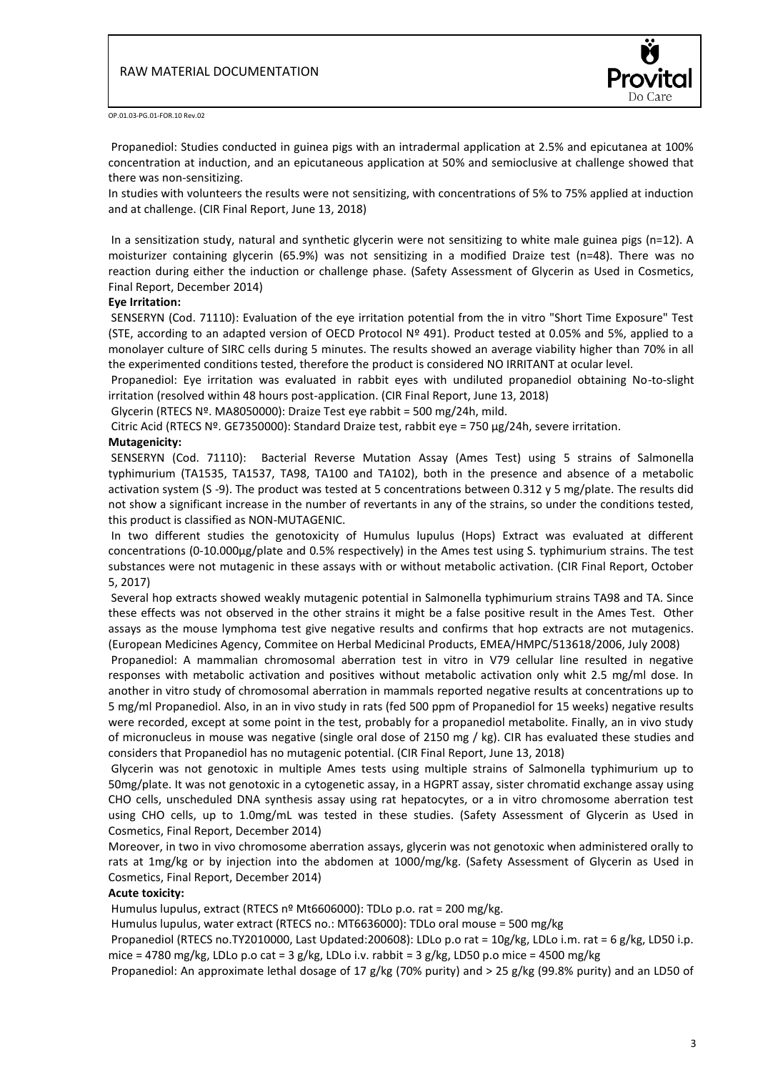Propanediol: Studies conducted in guinea pigs with an intradermal application at 2.5% and epicutanea at 100% concentration at induction, and an epicutaneous application at 50% and semioclusive at challenge showed that there was non-sensitizing.

In studies with volunteers the results were not sensitizing, with concentrations of 5% to 75% applied at induction and at challenge. (CIR Final Report, June 13, 2018)

In a sensitization study, natural and synthetic glycerin were not sensitizing to white male guinea pigs (n=12). A moisturizer containing glycerin (65.9%) was not sensitizing in a modified Draize test (n=48). There was no reaction during either the induction or challenge phase. (Safety Assessment of Glycerin as Used in Cosmetics, Final Report, December 2014)

**Eye Irritation:**

SENSERYN (Cod. 71110): Evaluation of the eye irritation potential from the in vitro "Short Time Exposure" Test (STE, according to an adapted version of OECD Protocol Nº 491). Product tested at 0.05% and 5%, applied to a monolayer culture of SIRC cells during 5 minutes. The results showed an average viability higher than 70% in all the experimented conditions tested, therefore the product is considered NO IRRITANT at ocular level.

Propanediol: Eye irritation was evaluated in rabbit eyes with undiluted propanediol obtaining No-to-slight irritation (resolved within 48 hours post-application. (CIR Final Report, June 13, 2018)

Glycerin (RTECS Nº. MA8050000): Draize Test eye rabbit = 500 mg/24h, mild.

Citric Acid (RTECS Nº. GE7350000): Standard Draize test, rabbit eye = 750 µg/24h, severe irritation.

**Mutagenicity:**

SENSERYN (Cod. 71110): Bacterial Reverse Mutation Assay (Ames Test) using 5 strains of Salmonella typhimurium (TA1535, TA1537, TA98, TA100 and TA102), both in the presence and absence of a metabolic activation system (S -9). The product was tested at 5 concentrations between 0.312 y 5 mg/plate. The results did not show a significant increase in the number of revertants in any of the strains, so under the conditions tested, this product is classified as NON-MUTAGENIC.

In two different studies the genotoxicity of Humulus lupulus (Hops) Extract was evaluated at different concentrations (0-10.000µg/plate and 0.5% respectively) in the Ames test using S. typhimurium strains. The test substances were not mutagenic in these assays with or without metabolic activation. (CIR Final Report, October 5, 2017)

Several hop extracts showed weakly mutagenic potential in Salmonella typhimurium strains TA98 and TA. Since these effects was not observed in the other strains it might be a false positive result in the Ames Test. Other assays as the mouse lymphoma test give negative results and confirms that hop extracts are not mutagenics. (European Medicines Agency, Commitee on Herbal Medicinal Products, EMEA/HMPC/513618/2006, July 2008)

Propanediol: A mammalian chromosomal aberration test in vitro in V79 cellular line resulted in negative responses with metabolic activation and positives without metabolic activation only whit 2.5 mg/ml dose. In another in vitro study of chromosomal aberration in mammals reported negative results at concentrations up to 5 mg/ml Propanediol. Also, in an in vivo study in rats (fed 500 ppm of Propanediol for 15 weeks) negative results were recorded, except at some point in the test, probably for a propanediol metabolite. Finally, an in vivo study of micronucleus in mouse was negative (single oral dose of 2150 mg / kg). CIR has evaluated these studies and considers that Propanediol has no mutagenic potential. (CIR Final Report, June 13, 2018)

Glycerin was not genotoxic in multiple Ames tests using multiple strains of Salmonella typhimurium up to 50mg/plate. It was not genotoxic in a cytogenetic assay, in a HGPRT assay, sister chromatid exchange assay using CHO cells, unscheduled DNA synthesis assay using rat hepatocytes, or a in vitro chromosome aberration test using CHO cells, up to 1.0mg/mL was tested in these studies. (Safety Assessment of Glycerin as Used in Cosmetics, Final Report, December 2014)

Moreover, in two in vivo chromosome aberration assays, glycerin was not genotoxic when administered orally to rats at 1mg/kg or by injection into the abdomen at 1000/mg/kg. (Safety Assessment of Glycerin as Used in Cosmetics, Final Report, December 2014)

**Acute toxicity:**

Humulus lupulus, extract (RTECS nº Mt6606000): TDLo p.o. rat = 200 mg/kg.

Humulus lupulus, water extract (RTECS no.: MT6636000): TDLo oral mouse = 500 mg/kg

Propanediol (RTECS no.TY2010000, Last Updated:200608): LDLo p.o rat = 10g/kg, LDLo i.m. rat = 6 g/kg, LD50 i.p. mice = 4780 mg/kg, LDLo p.o cat = 3 g/kg, LDLo i.v. rabbit = 3 g/kg, LD50 p.o mice = 4500 mg/kg

Propanediol: An approximate lethal dosage of 17 g/kg (70% purity) and > 25 g/kg (99.8% purity) and an LD50 of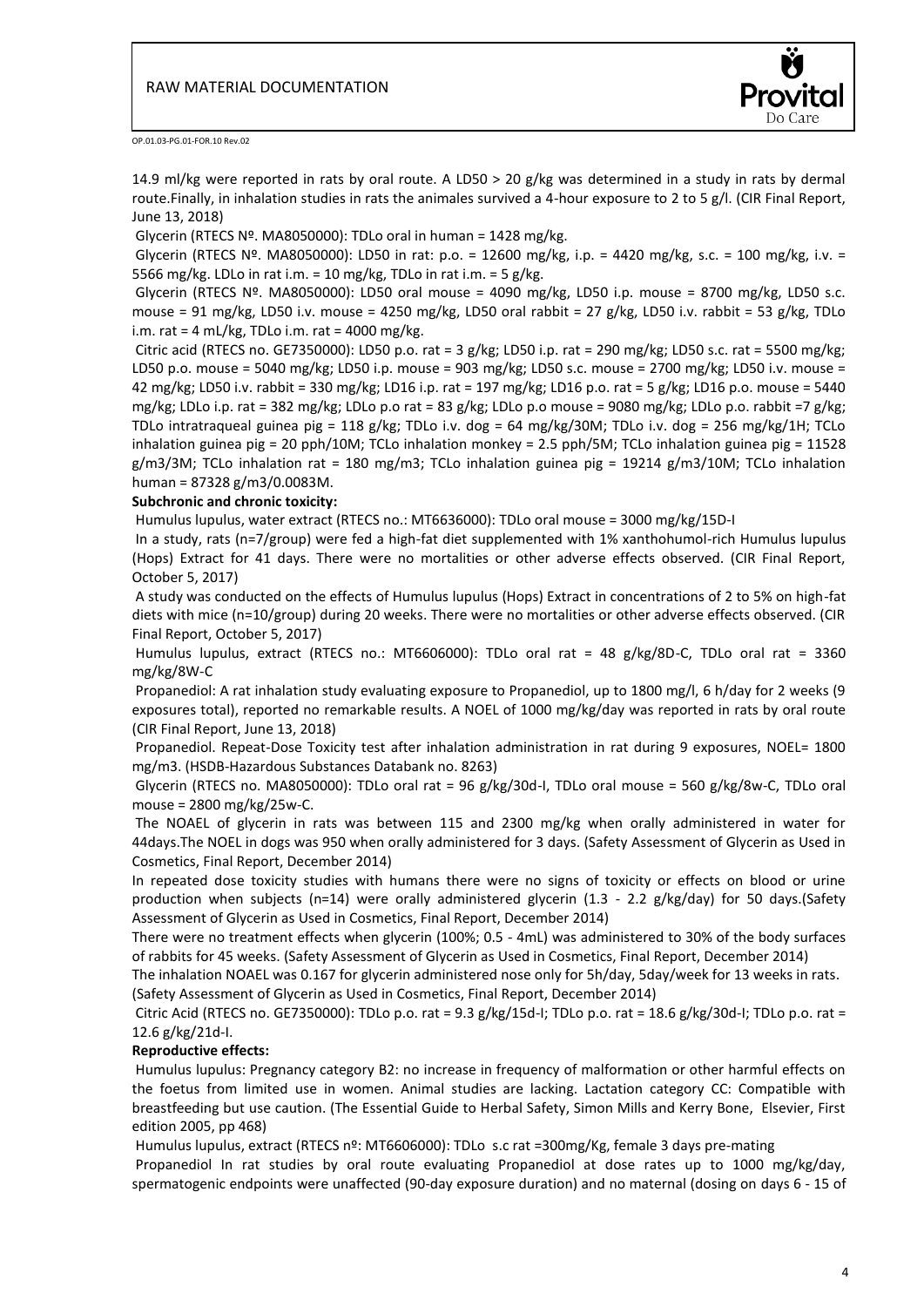14.9 ml/kg were reported in rats by oral route. A LD50 > 20 g/kg was determined in a study in rats by dermal route.Finally, in inhalation studies in rats the animales survived a 4-hour exposure to 2 to 5 g/l. (CIR Final Report, June 13, 2018)

Glycerin (RTECS Nº. MA8050000): TDLo oral in human = 1428 mg/kg.

Glycerin (RTECS Nº. MA8050000): LD50 in rat: p.o. = 12600 mg/kg, i.p. = 4420 mg/kg, s.c. = 100 mg/kg, i.v. = 5566 mg/kg. LDLo in rat i.m. = 10 mg/kg, TDLo in rat i.m. = 5 g/kg.

Glycerin (RTECS Nº. MA8050000): LD50 oral mouse = 4090 mg/kg, LD50 i.p. mouse = 8700 mg/kg, LD50 s.c. mouse = 91 mg/kg, LD50 i.v. mouse = 4250 mg/kg, LD50 oral rabbit = 27 g/kg, LD50 i.v. rabbit = 53 g/kg, TDLo i.m. rat = 4 mL/kg, TDLo i.m. rat = 4000 mg/kg.

Citric acid (RTECS no. GE7350000): LD50 p.o. rat = 3 g/kg; LD50 i.p. rat = 290 mg/kg; LD50 s.c. rat = 5500 mg/kg; LD50 p.o. mouse = 5040 mg/kg; LD50 i.p. mouse = 903 mg/kg; LD50 s.c. mouse = 2700 mg/kg; LD50 i.v. mouse = 42 mg/kg; LD50 i.v. rabbit = 330 mg/kg; LD16 i.p. rat = 197 mg/kg; LD16 p.o. rat = 5 g/kg; LD16 p.o. mouse = 5440 mg/kg; LDLo i.p. rat = 382 mg/kg; LDLo p.o rat = 83 g/kg; LDLo p.o mouse = 9080 mg/kg; LDLo p.o. rabbit =7 g/kg; TDLo intratraqueal guinea pig = 118 g/kg; TDLo i.v. dog = 64 mg/kg/30M; TDLo i.v. dog = 256 mg/kg/1H; TCLo inhalation guinea pig = 20 pph/10M; TCLo inhalation monkey = 2.5 pph/5M; TCLo inhalation guinea pig = 11528 g/m3/3M; TCLo inhalation rat = 180 mg/m3; TCLo inhalation guinea pig = 19214 g/m3/10M; TCLo inhalation human = 87328 g/m3/0.0083M.

**Subchronic and chronic toxicity:**

Humulus lupulus, water extract (RTECS no.: MT6636000): TDLo oral mouse = 3000 mg/kg/15D-I

In a study, rats (n=7/group) were fed a high-fat diet supplemented with 1% xanthohumol-rich Humulus lupulus (Hops) Extract for 41 days. There were no mortalities or other adverse effects observed. (CIR Final Report, October 5, 2017)

A study was conducted on the effects of Humulus lupulus (Hops) Extract in concentrations of 2 to 5% on high-fat diets with mice (n=10/group) during 20 weeks. There were no mortalities or other adverse effects observed. (CIR Final Report, October 5, 2017)

Humulus lupulus, extract (RTECS no.: MT6606000): TDLo oral rat = 48 g/kg/8D-C, TDLo oral rat = 3360 mg/kg/8W-C

Propanediol: A rat inhalation study evaluating exposure to Propanediol, up to 1800 mg/l, 6 h/day for 2 weeks (9 exposures total), reported no remarkable results. A NOEL of 1000 mg/kg/day was reported in rats by oral route (CIR Final Report, June 13, 2018)

Propanediol. Repeat-Dose Toxicity test after inhalation administration in rat during 9 exposures, NOEL= 1800 mg/m3. (HSDB-Hazardous Substances Databank no. 8263)

Glycerin (RTECS no. MA8050000): TDLo oral rat = 96 g/kg/30d-I, TDLo oral mouse = 560 g/kg/8w-C, TDLo oral mouse = 2800 mg/kg/25w-C.

The NOAEL of glycerin in rats was between 115 and 2300 mg/kg when orally administered in water for 44days.The NOEL in dogs was 950 when orally administered for 3 days. (Safety Assessment of Glycerin as Used in Cosmetics, Final Report, December 2014)

In repeated dose toxicity studies with humans there were no signs of toxicity or effects on blood or urine production when subjects (n=14) were orally administered glycerin (1.3 - 2.2 g/kg/day) for 50 days.(Safety Assessment of Glycerin as Used in Cosmetics, Final Report, December 2014)

There were no treatment effects when glycerin (100%; 0.5 - 4mL) was administered to 30% of the body surfaces of rabbits for 45 weeks. (Safety Assessment of Glycerin as Used in Cosmetics, Final Report, December 2014)

The inhalation NOAEL was 0.167 for glycerin administered nose only for 5h/day, 5day/week for 13 weeks in rats. (Safety Assessment of Glycerin as Used in Cosmetics, Final Report, December 2014)

Citric Acid (RTECS no. GE7350000): TDLo p.o. rat = 9.3 g/kg/15d-I; TDLo p.o. rat = 18.6 g/kg/30d-I; TDLo p.o. rat = 12.6 g/kg/21d-I.

**Reproductive effects:**

Humulus lupulus: Pregnancy category B2: no increase in frequency of malformation or other harmful effects on the foetus from limited use in women. Animal studies are lacking. Lactation category CC: Compatible with breastfeeding but use caution. (The Essential Guide to Herbal Safety, Simon Mills and Kerry Bone, Elsevier, First edition 2005, pp 468)

Humulus lupulus, extract (RTECS nº: MT6606000): TDLo s.c rat =300mg/Kg, female 3 days pre-mating

Propanediol In rat studies by oral route evaluating Propanediol at dose rates up to 1000 mg/kg/day, spermatogenic endpoints were unaffected (90-day exposure duration) and no maternal (dosing on days 6 - 15 of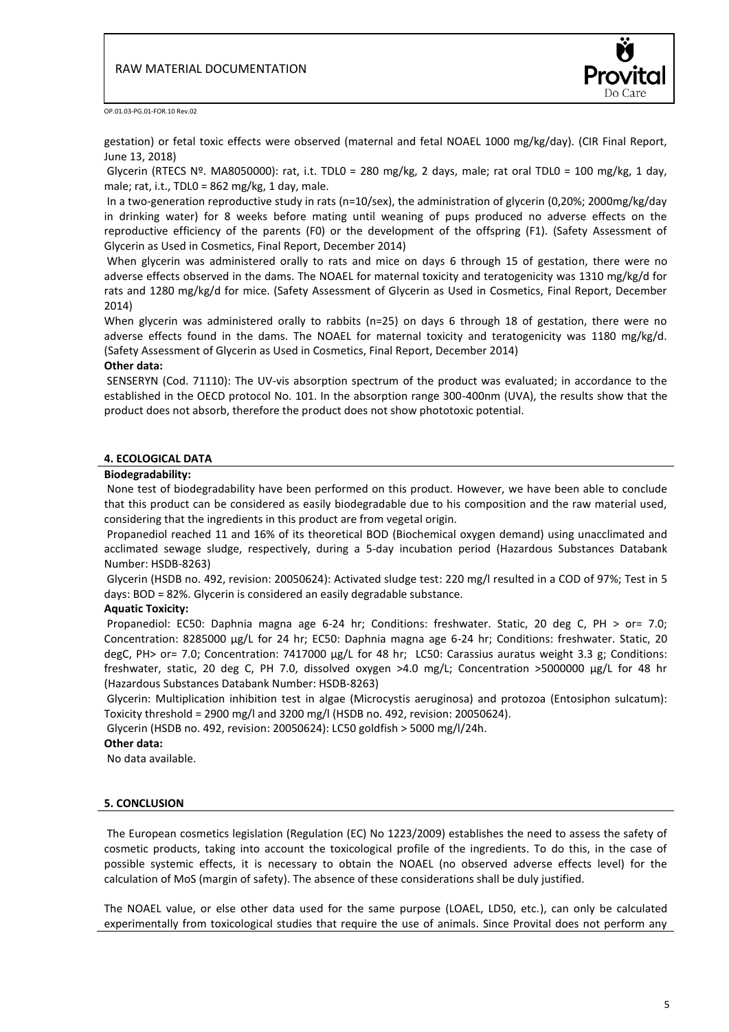gestation) or fetal toxic effects were observed (maternal and fetal NOAEL 1000 mg/kg/day). (CIR Final Report, June 13, 2018)

Glycerin (RTECS Nº. MA8050000): rat, i.t. TDL0 = 280 mg/kg, 2 days, male; rat oral TDL0 = 100 mg/kg, 1 day, male; rat, i.t., TDL0 = 862 mg/kg, 1 day, male.

In a two-generation reproductive study in rats (n=10/sex), the administration of glycerin (0,20%; 2000mg/kg/day in drinking water) for 8 weeks before mating until weaning of pups produced no adverse effects on the reproductive efficiency of the parents (F0) or the development of the offspring (F1). (Safety Assessment of Glycerin as Used in Cosmetics, Final Report, December 2014)

When glycerin was administered orally to rats and mice on days 6 through 15 of gestation, there were no adverse effects observed in the dams. The NOAEL for maternal toxicity and teratogenicity was 1310 mg/kg/d for rats and 1280 mg/kg/d for mice. (Safety Assessment of Glycerin as Used in Cosmetics, Final Report, December 2014)

When glycerin was administered orally to rabbits (n=25) on days 6 through 18 of gestation, there were no adverse effects found in the dams. The NOAEL for maternal toxicity and teratogenicity was 1180 mg/kg/d. (Safety Assessment of Glycerin as Used in Cosmetics, Final Report, December 2014)

**Other data:**

SENSERYN (Cod. 71110): The UV-vis absorption spectrum of the product was evaluated; in accordance to the established in the OECD protocol No. 101. In the absorption range 300-400nm (UVA), the results show that the product does not absorb, therefore the product does not show phototoxic potential.

## 4. ECOLOGICAL DATA

**Biodegradability:**

None test of biodegradability have been performed on this product. However, we have been able to conclude that this product can be considered as easily biodegradable due to his composition and the raw material used, considering that the ingredients in this product are from vegetal origin.

Propanediol reached 11 and 16% of its theoretical BOD (Biochemical oxygen demand) using unacclimated and acclimated sewage sludge, respectively, during a 5-day incubation period (Hazardous Substances Databank Number: HSDB-8263)

Glycerin (HSDB no. 492, revision: 20050624): Activated sludge test: 220 mg/l resulted in a COD of 97%; Test in 5 days: BOD = 82%. Glycerin is considered an easily degradable substance.

**Aquatic Toxicity:**

Propanediol: EC50: Daphnia magna age 6-24 hr; Conditions: freshwater. Static, 20 deg C, PH > or= 7.0; Concentration: 8285000 µg/L for 24 hr; EC50: Daphnia magna age 6-24 hr; Conditions: freshwater. Static, 20 degC, PH> or= 7.0; Concentration: 7417000 µg/L for 48 hr; LC50: Carassius auratus weight 3.3 g; Conditions: freshwater, static, 20 deg C, PH 7.0, dissolved oxygen >4.0 mg/L; Concentration >5000000 µg/L for 48 hr (Hazardous Substances Databank Number: HSDB-8263)

Glycerin: Multiplication inhibition test in algae (Microcystis aeruginosa) and protozoa (Entosiphon sulcatum): Toxicity threshold = 2900 mg/l and 3200 mg/l (HSDB no. 492, revision: 20050624).

Glycerin (HSDB no. 492, revision: 20050624): LC50 goldfish > 5000 mg/l/24h.

**Other data:**

No data available.

## 5. CONCLUSION

The European cosmetics legislation (Regulation (EC) No 1223/2009) establishes the need to assess the safety of cosmetic products, taking into account the toxicological profile of the ingredients. To do this, in the case of possible systemic effects, it is necessary to obtain the NOAEL (no observed adverse effects level) for the calculation of MoS (margin of safety). The absence of these considerations shall be duly justified.

The NOAEL value, or else other data used for the same purpose (LOAEL, LD50, etc.), can only be calculated experimentally from toxicological studies that require the use of animals. Since Provital does not perform any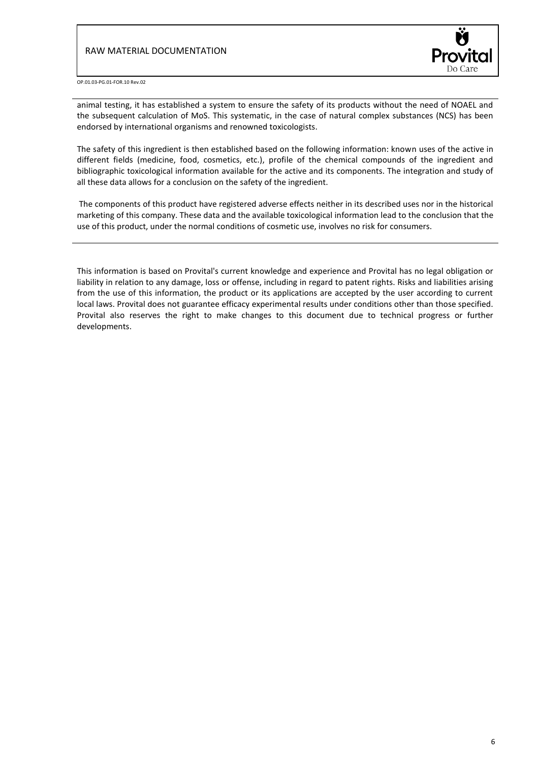animal testing, it has established a system to ensure the safety of its products without the need of NOAEL and the subsequent calculation of MoS. This systematic, in the case of natural complex substances (NCS) has been endorsed by international organisms and renowned toxicologists.

The safety of this ingredient is then established based on the following information: known uses of the active in different fields (medicine, food, cosmetics, etc.), profile of the chemical compounds of the ingredient and bibliographic toxicological information available for the active and its components. The integration and study of all these data allows for a conclusion on the safety of the ingredient.

The components of this product have registered adverse effects neither in its described uses nor in the historical marketing of this company. These data and the available toxicological information lead to the conclusion that the use of this product, under the normal conditions of cosmetic use, involves no risk for consumers.

---

This information is based on Provital's current knowledge and experience and Provital has no legal obligation or liability in relation to any damage, loss or offense, including in regard to patent rights. Risks and liabilities arising from the use of this information, the product or its applications are accepted by the user according to current local laws. Provital does not guarantee efficacy experimental results under conditions other than those specified. Provital also reserves the right to make changes to this document due to technical progress or further developments.